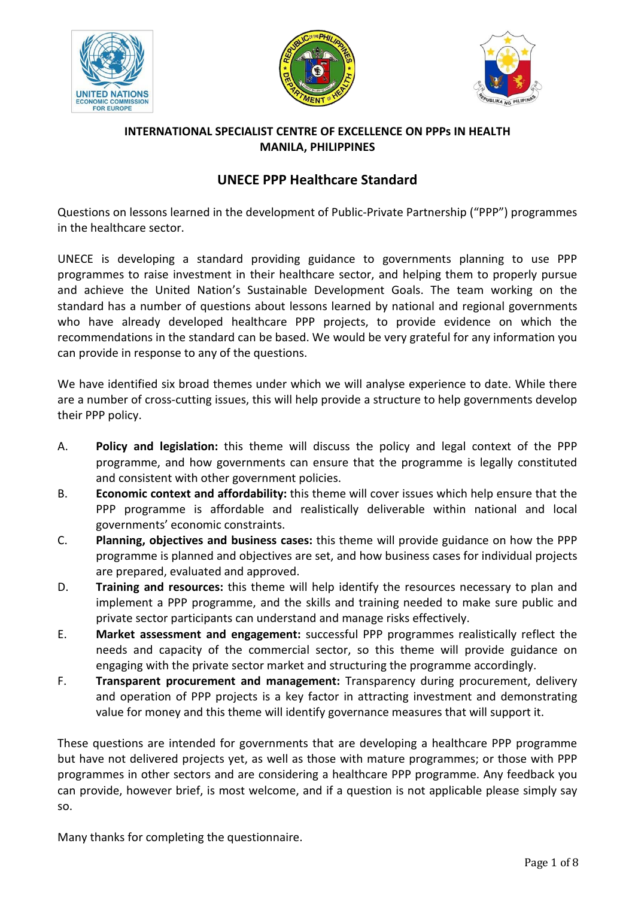**INTERNATIONAL SPECIALIST CENTRE OF EXCELLENCE ON PPPs IN HEALTH**
**MANILA, PHILIPPINES**

# UNECE PPP Healthcare Standard

Questions on lessons learned in the development of Public-Private Partnership ("PPP") programmes in the healthcare sector.

UNECE is developing a standard providing guidance to governments planning to use PPP programmes to raise investment in their healthcare sector, and helping them to properly pursue and achieve the United Nation's Sustainable Development Goals. The team working on the standard has a number of questions about lessons learned by national and regional governments who have already developed healthcare PPP projects, to provide evidence on which the recommendations in the standard can be based. We would be very grateful for any information you can provide in response to any of the questions.

We have identified six broad themes under which we will analyse experience to date. While there are a number of cross-cutting issues, this will help provide a structure to help governments develop their PPP policy.

A. **Policy and legislation:** this theme will discuss the policy and legal context of the PPP programme, and how governments can ensure that the programme is legally constituted and consistent with other government policies.

B. **Economic context and affordability:** this theme will cover issues which help ensure that the PPP programme is affordable and realistically deliverable within national and local governments' economic constraints.

C. **Planning, objectives and business cases:** this theme will provide guidance on how the PPP programme is planned and objectives are set, and how business cases for individual projects are prepared, evaluated and approved.

D. **Training and resources:** this theme will help identify the resources necessary to plan and implement a PPP programme, and the skills and training needed to make sure public and private sector participants can understand and manage risks effectively.

E. **Market assessment and engagement:** successful PPP programmes realistically reflect the needs and capacity of the commercial sector, so this theme will provide guidance on engaging with the private sector market and structuring the programme accordingly.

F. **Transparent procurement and management:** Transparency during procurement, delivery and operation of PPP projects is a key factor in attracting investment and demonstrating value for money and this theme will identify governance measures that will support it.

These questions are intended for governments that are developing a healthcare PPP programme but have not delivered projects yet, as well as those with mature programmes; or those with PPP programmes in other sectors and are considering a healthcare PPP programme. Any feedback you can provide, however brief, is most welcome, and if a question is not applicable please simply say so.

Many thanks for completing the questionnaire.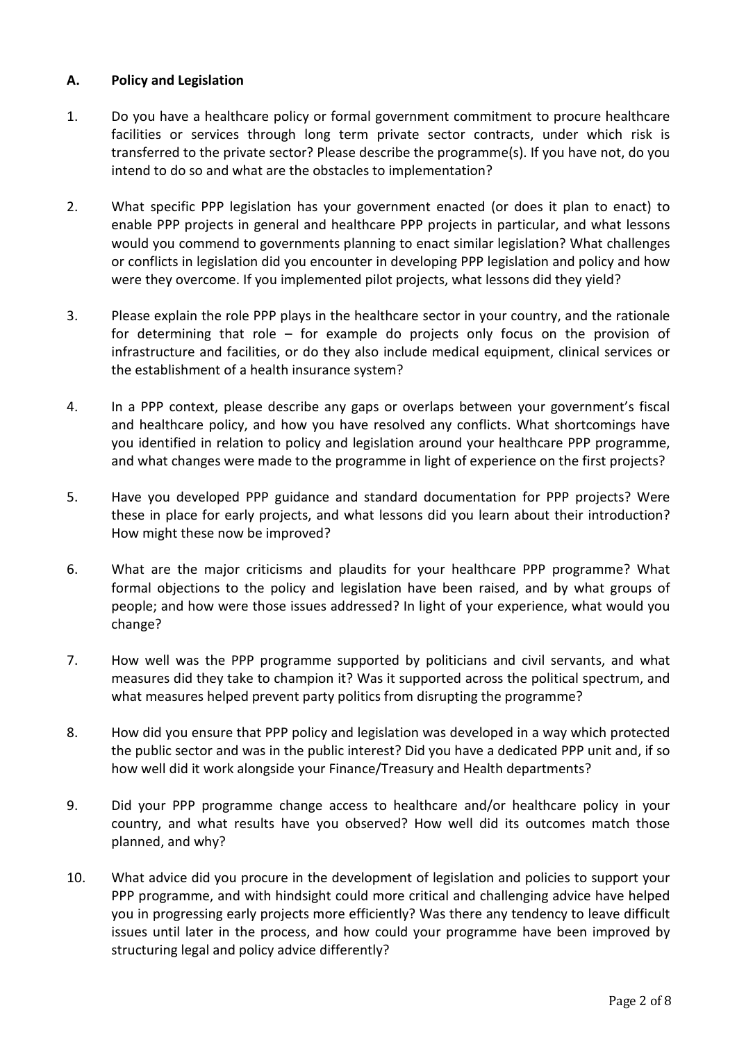## A. Policy and Legislation

1. Do you have a healthcare policy or formal government commitment to procure healthcare facilities or services through long term private sector contracts, under which risk is transferred to the private sector? Please describe the programme(s). If you have not, do you intend to do so and what are the obstacles to implementation?

2. What specific PPP legislation has your government enacted (or does it plan to enact) to enable PPP projects in general and healthcare PPP projects in particular, and what lessons would you commend to governments planning to enact similar legislation? What challenges or conflicts in legislation did you encounter in developing PPP legislation and policy and how were they overcome. If you implemented pilot projects, what lessons did they yield?

3. Please explain the role PPP plays in the healthcare sector in your country, and the rationale for determining that role – for example do projects only focus on the provision of infrastructure and facilities, or do they also include medical equipment, clinical services or the establishment of a health insurance system?

4. In a PPP context, please describe any gaps or overlaps between your government's fiscal and healthcare policy, and how you have resolved any conflicts. What shortcomings have you identified in relation to policy and legislation around your healthcare PPP programme, and what changes were made to the programme in light of experience on the first projects?

5. Have you developed PPP guidance and standard documentation for PPP projects? Were these in place for early projects, and what lessons did you learn about their introduction? How might these now be improved?

6. What are the major criticisms and plaudits for your healthcare PPP programme? What formal objections to the policy and legislation have been raised, and by what groups of people; and how were those issues addressed? In light of your experience, what would you change?

7. How well was the PPP programme supported by politicians and civil servants, and what measures did they take to champion it? Was it supported across the political spectrum, and what measures helped prevent party politics from disrupting the programme?

8. How did you ensure that PPP policy and legislation was developed in a way which protected the public sector and was in the public interest? Did you have a dedicated PPP unit and, if so how well did it work alongside your Finance/Treasury and Health departments?

9. Did your PPP programme change access to healthcare and/or healthcare policy in your country, and what results have you observed? How well did its outcomes match those planned, and why?

10. What advice did you procure in the development of legislation and policies to support your PPP programme, and with hindsight could more critical and challenging advice have helped you in progressing early projects more efficiently? Was there any tendency to leave difficult issues until later in the process, and how could your programme have been improved by structuring legal and policy advice differently?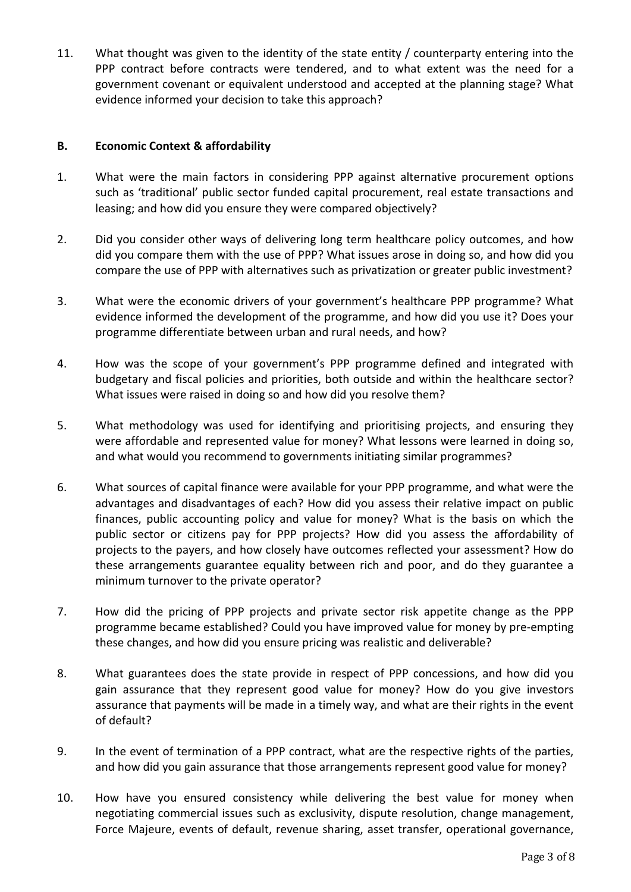11. What thought was given to the identity of the state entity / counterparty entering into the PPP contract before contracts were tendered, and to what extent was the need for a government covenant or equivalent understood and accepted at the planning stage? What evidence informed your decision to take this approach?

## B. Economic Context & affordability

1. What were the main factors in considering PPP against alternative procurement options such as 'traditional' public sector funded capital procurement, real estate transactions and leasing; and how did you ensure they were compared objectively?

2. Did you consider other ways of delivering long term healthcare policy outcomes, and how did you compare them with the use of PPP? What issues arose in doing so, and how did you compare the use of PPP with alternatives such as privatization or greater public investment?

3. What were the economic drivers of your government's healthcare PPP programme? What evidence informed the development of the programme, and how did you use it? Does your programme differentiate between urban and rural needs, and how?

4. How was the scope of your government's PPP programme defined and integrated with budgetary and fiscal policies and priorities, both outside and within the healthcare sector? What issues were raised in doing so and how did you resolve them?

5. What methodology was used for identifying and prioritising projects, and ensuring they were affordable and represented value for money? What lessons were learned in doing so, and what would you recommend to governments initiating similar programmes?

6. What sources of capital finance were available for your PPP programme, and what were the advantages and disadvantages of each? How did you assess their relative impact on public finances, public accounting policy and value for money? What is the basis on which the public sector or citizens pay for PPP projects? How did you assess the affordability of projects to the payers, and how closely have outcomes reflected your assessment? How do these arrangements guarantee equality between rich and poor, and do they guarantee a minimum turnover to the private operator?

7. How did the pricing of PPP projects and private sector risk appetite change as the PPP programme became established? Could you have improved value for money by pre-empting these changes, and how did you ensure pricing was realistic and deliverable?

8. What guarantees does the state provide in respect of PPP concessions, and how did you gain assurance that they represent good value for money? How do you give investors assurance that payments will be made in a timely way, and what are their rights in the event of default?

9. In the event of termination of a PPP contract, what are the respective rights of the parties, and how did you gain assurance that those arrangements represent good value for money?

10. How have you ensured consistency while delivering the best value for money when negotiating commercial issues such as exclusivity, dispute resolution, change management, Force Majeure, events of default, revenue sharing, asset transfer, operational governance,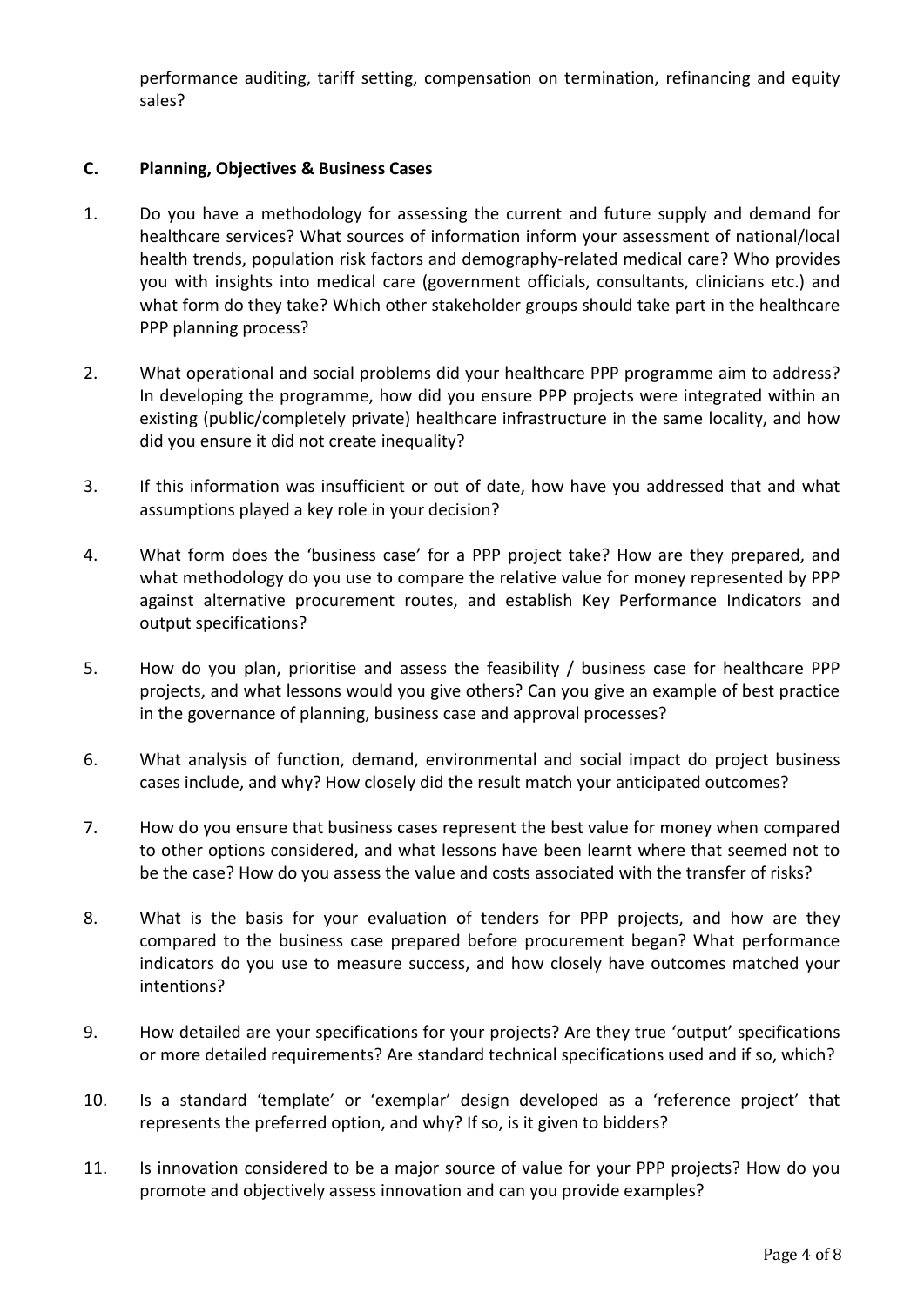performance auditing, tariff setting, compensation on termination, refinancing and equity sales?

## C. Planning, Objectives & Business Cases

1. Do you have a methodology for assessing the current and future supply and demand for healthcare services? What sources of information inform your assessment of national/local health trends, population risk factors and demography-related medical care? Who provides you with insights into medical care (government officials, consultants, clinicians etc.) and what form do they take? Which other stakeholder groups should take part in the healthcare PPP planning process?

2. What operational and social problems did your healthcare PPP programme aim to address? In developing the programme, how did you ensure PPP projects were integrated within an existing (public/completely private) healthcare infrastructure in the same locality, and how did you ensure it did not create inequality?

3. If this information was insufficient or out of date, how have you addressed that and what assumptions played a key role in your decision?

4. What form does the 'business case' for a PPP project take? How are they prepared, and what methodology do you use to compare the relative value for money represented by PPP against alternative procurement routes, and establish Key Performance Indicators and output specifications?

5. How do you plan, prioritise and assess the feasibility / business case for healthcare PPP projects, and what lessons would you give others? Can you give an example of best practice in the governance of planning, business case and approval processes?

6. What analysis of function, demand, environmental and social impact do project business cases include, and why? How closely did the result match your anticipated outcomes?

7. How do you ensure that business cases represent the best value for money when compared to other options considered, and what lessons have been learnt where that seemed not to be the case? How do you assess the value and costs associated with the transfer of risks?

8. What is the basis for your evaluation of tenders for PPP projects, and how are they compared to the business case prepared before procurement began? What performance indicators do you use to measure success, and how closely have outcomes matched your intentions?

9. How detailed are your specifications for your projects? Are they true 'output' specifications or more detailed requirements? Are standard technical specifications used and if so, which?

10. Is a standard 'template' or 'exemplar' design developed as a 'reference project' that represents the preferred option, and why? If so, is it given to bidders?

11. Is innovation considered to be a major source of value for your PPP projects? How do you promote and objectively assess innovation and can you provide examples?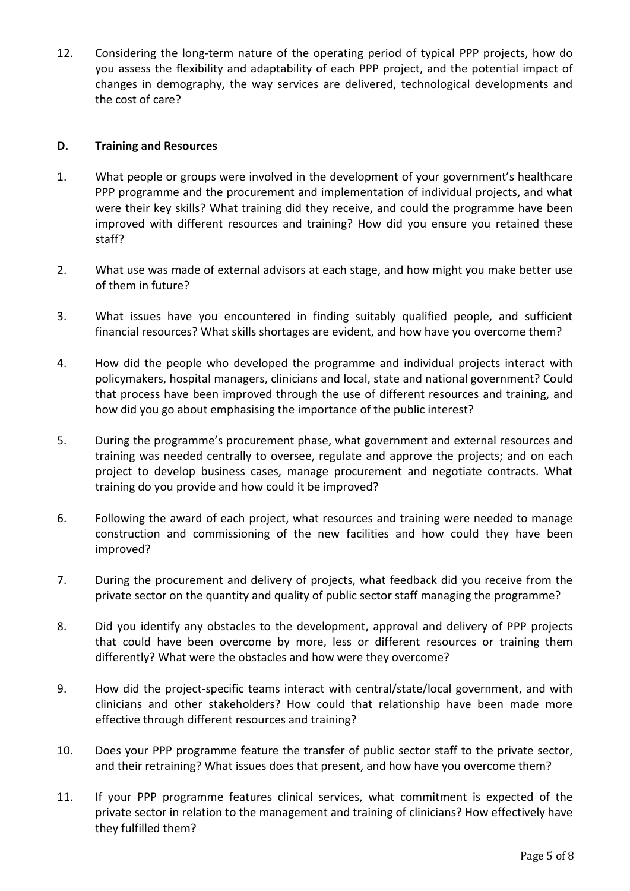12. Considering the long-term nature of the operating period of typical PPP projects, how do you assess the flexibility and adaptability of each PPP project, and the potential impact of changes in demography, the way services are delivered, technological developments and the cost of care?

## D. Training and Resources

1. What people or groups were involved in the development of your government's healthcare PPP programme and the procurement and implementation of individual projects, and what were their key skills? What training did they receive, and could the programme have been improved with different resources and training? How did you ensure you retained these staff?

2. What use was made of external advisors at each stage, and how might you make better use of them in future?

3. What issues have you encountered in finding suitably qualified people, and sufficient financial resources? What skills shortages are evident, and how have you overcome them?

4. How did the people who developed the programme and individual projects interact with policymakers, hospital managers, clinicians and local, state and national government? Could that process have been improved through the use of different resources and training, and how did you go about emphasising the importance of the public interest?

5. During the programme's procurement phase, what government and external resources and training was needed centrally to oversee, regulate and approve the projects; and on each project to develop business cases, manage procurement and negotiate contracts. What training do you provide and how could it be improved?

6. Following the award of each project, what resources and training were needed to manage construction and commissioning of the new facilities and how could they have been improved?

7. During the procurement and delivery of projects, what feedback did you receive from the private sector on the quantity and quality of public sector staff managing the programme?

8. Did you identify any obstacles to the development, approval and delivery of PPP projects that could have been overcome by more, less or different resources or training them differently? What were the obstacles and how were they overcome?

9. How did the project-specific teams interact with central/state/local government, and with clinicians and other stakeholders? How could that relationship have been made more effective through different resources and training?

10. Does your PPP programme feature the transfer of public sector staff to the private sector, and their retraining? What issues does that present, and how have you overcome them?

11. If your PPP programme features clinical services, what commitment is expected of the private sector in relation to the management and training of clinicians? How effectively have they fulfilled them?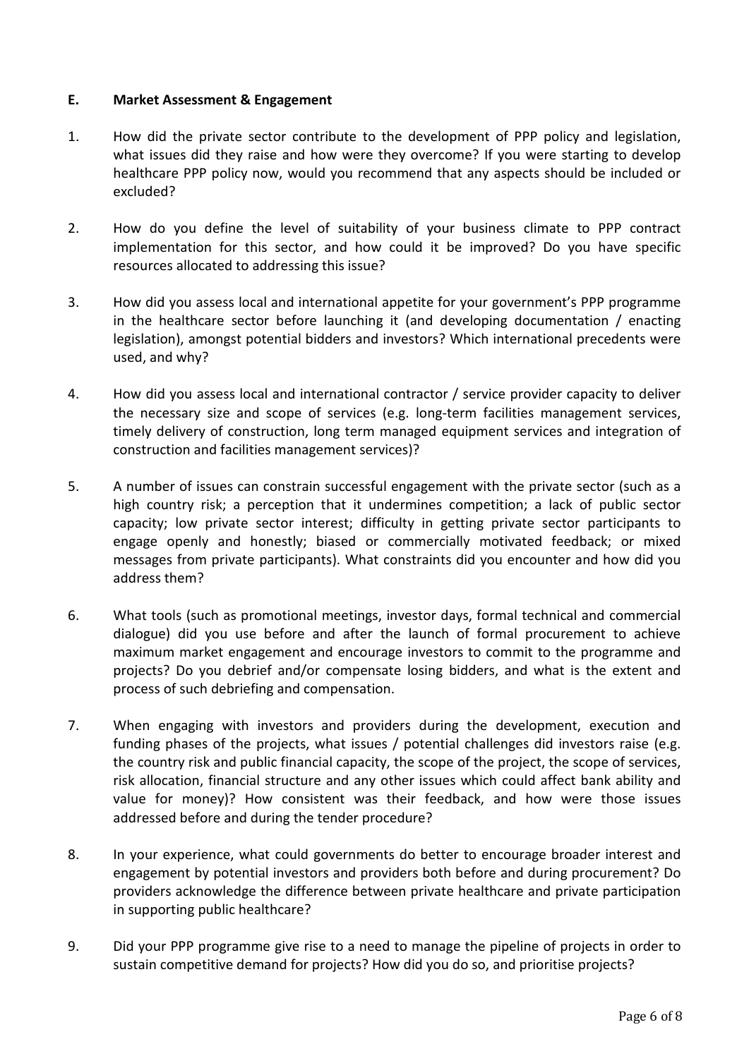## E. Market Assessment & Engagement

1. How did the private sector contribute to the development of PPP policy and legislation, what issues did they raise and how were they overcome? If you were starting to develop healthcare PPP policy now, would you recommend that any aspects should be included or excluded?

2. How do you define the level of suitability of your business climate to PPP contract implementation for this sector, and how could it be improved? Do you have specific resources allocated to addressing this issue?

3. How did you assess local and international appetite for your government's PPP programme in the healthcare sector before launching it (and developing documentation / enacting legislation), amongst potential bidders and investors? Which international precedents were used, and why?

4. How did you assess local and international contractor / service provider capacity to deliver the necessary size and scope of services (e.g. long-term facilities management services, timely delivery of construction, long term managed equipment services and integration of construction and facilities management services)?

5. A number of issues can constrain successful engagement with the private sector (such as a high country risk; a perception that it undermines competition; a lack of public sector capacity; low private sector interest; difficulty in getting private sector participants to engage openly and honestly; biased or commercially motivated feedback; or mixed messages from private participants). What constraints did you encounter and how did you address them?

6. What tools (such as promotional meetings, investor days, formal technical and commercial dialogue) did you use before and after the launch of formal procurement to achieve maximum market engagement and encourage investors to commit to the programme and projects? Do you debrief and/or compensate losing bidders, and what is the extent and process of such debriefing and compensation.

7. When engaging with investors and providers during the development, execution and funding phases of the projects, what issues / potential challenges did investors raise (e.g. the country risk and public financial capacity, the scope of the project, the scope of services, risk allocation, financial structure and any other issues which could affect bank ability and value for money)? How consistent was their feedback, and how were those issues addressed before and during the tender procedure?

8. In your experience, what could governments do better to encourage broader interest and engagement by potential investors and providers both before and during procurement? Do providers acknowledge the difference between private healthcare and private participation in supporting public healthcare?

9. Did your PPP programme give rise to a need to manage the pipeline of projects in order to sustain competitive demand for projects? How did you do so, and prioritise projects?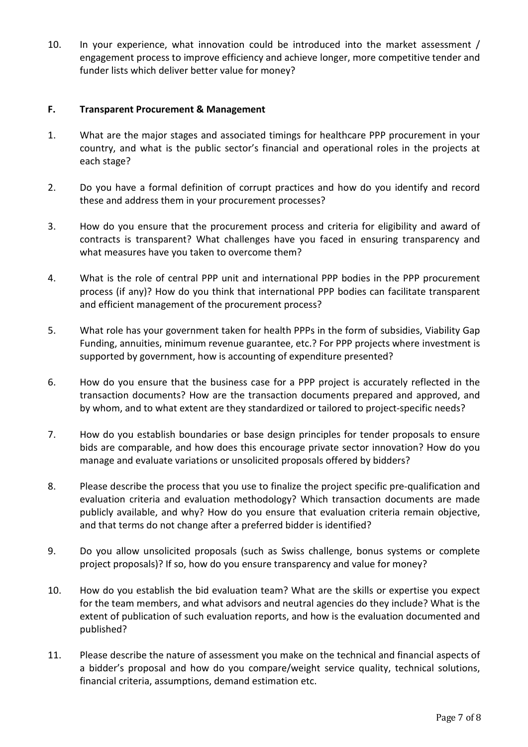10. In your experience, what innovation could be introduced into the market assessment / engagement process to improve efficiency and achieve longer, more competitive tender and funder lists which deliver better value for money?

## F. Transparent Procurement & Management

1. What are the major stages and associated timings for healthcare PPP procurement in your country, and what is the public sector's financial and operational roles in the projects at each stage?

2. Do you have a formal definition of corrupt practices and how do you identify and record these and address them in your procurement processes?

3. How do you ensure that the procurement process and criteria for eligibility and award of contracts is transparent? What challenges have you faced in ensuring transparency and what measures have you taken to overcome them?

4. What is the role of central PPP unit and international PPP bodies in the PPP procurement process (if any)? How do you think that international PPP bodies can facilitate transparent and efficient management of the procurement process?

5. What role has your government taken for health PPPs in the form of subsidies, Viability Gap Funding, annuities, minimum revenue guarantee, etc.? For PPP projects where investment is supported by government, how is accounting of expenditure presented?

6. How do you ensure that the business case for a PPP project is accurately reflected in the transaction documents? How are the transaction documents prepared and approved, and by whom, and to what extent are they standardized or tailored to project-specific needs?

7. How do you establish boundaries or base design principles for tender proposals to ensure bids are comparable, and how does this encourage private sector innovation? How do you manage and evaluate variations or unsolicited proposals offered by bidders?

8. Please describe the process that you use to finalize the project specific pre-qualification and evaluation criteria and evaluation methodology? Which transaction documents are made publicly available, and why? How do you ensure that evaluation criteria remain objective, and that terms do not change after a preferred bidder is identified?

9. Do you allow unsolicited proposals (such as Swiss challenge, bonus systems or complete project proposals)? If so, how do you ensure transparency and value for money?

10. How do you establish the bid evaluation team? What are the skills or expertise you expect for the team members, and what advisors and neutral agencies do they include? What is the extent of publication of such evaluation reports, and how is the evaluation documented and published?

11. Please describe the nature of assessment you make on the technical and financial aspects of a bidder's proposal and how do you compare/weight service quality, technical solutions, financial criteria, assumptions, demand estimation etc.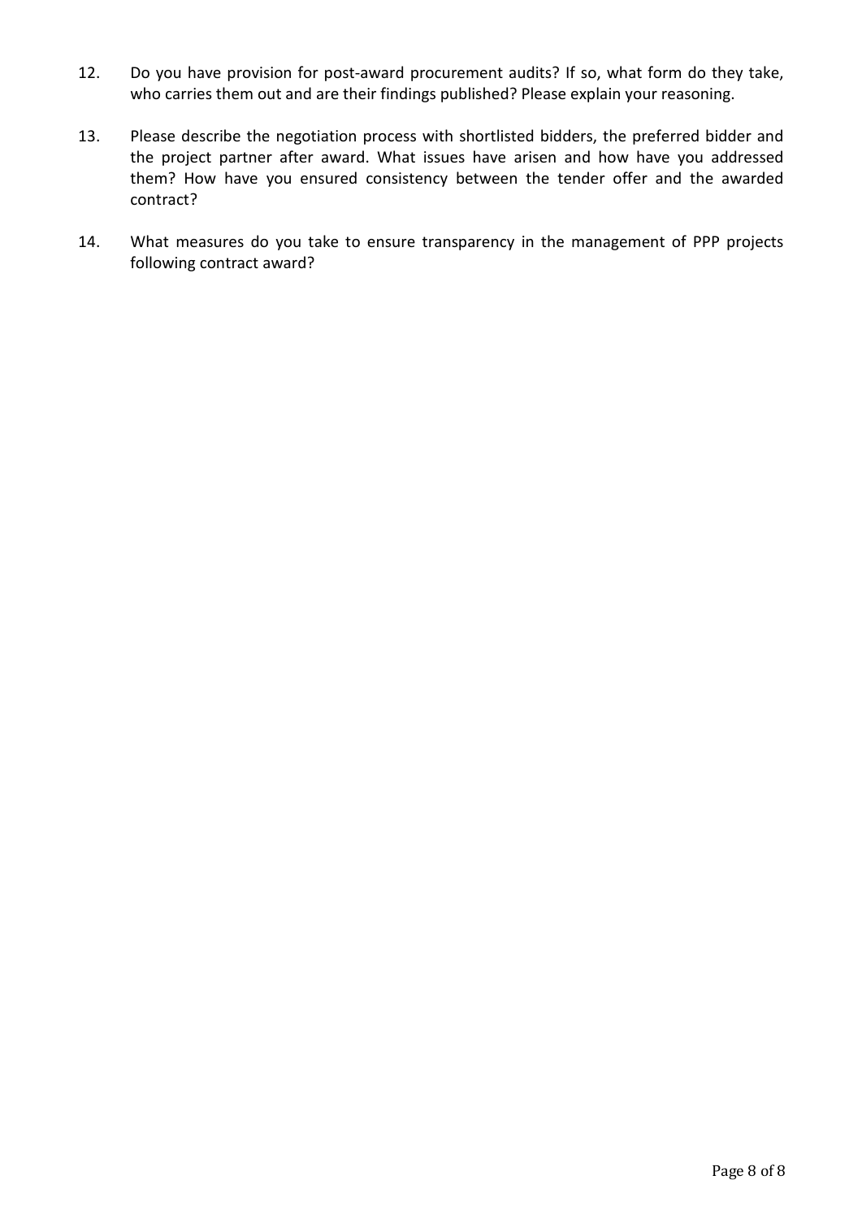12. Do you have provision for post-award procurement audits? If so, what form do they take, who carries them out and are their findings published? Please explain your reasoning.

13. Please describe the negotiation process with shortlisted bidders, the preferred bidder and the project partner after award. What issues have arisen and how have you addressed them? How have you ensured consistency between the tender offer and the awarded contract?

14. What measures do you take to ensure transparency in the management of PPP projects following contract award?